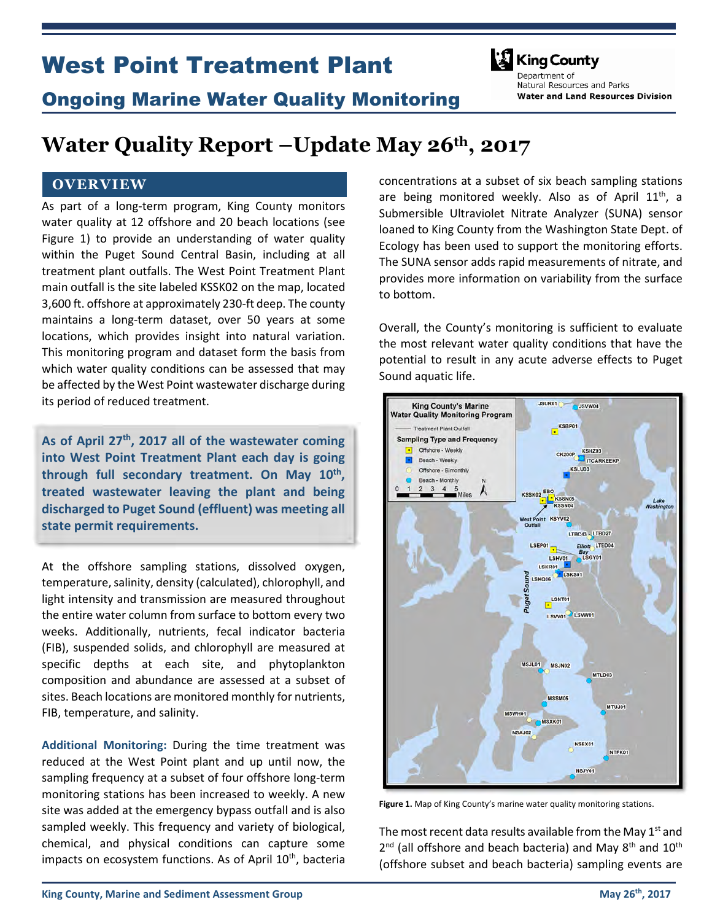# West Point Treatment Plant

## Ongoing Marine Water Quality Monitoring

King County
Department of Natural Resources and Parks
**Water and Land Resources Division**

# Water Quality Report –Update May 26th, 2017

## OVERVIEW

As part of a long-term program, King County monitors water quality at 12 offshore and 20 beach locations (see Figure 1) to provide an understanding of water quality within the Puget Sound Central Basin, including at all treatment plant outfalls. The West Point Treatment Plant main outfall is the site labeled KSSK02 on the map, located 3,600 ft. offshore at approximately 230-ft deep. The county maintains a long-term dataset, over 50 years at some locations, which provides insight into natural variation. This monitoring program and dataset form the basis from which water quality conditions can be assessed that may be affected by the West Point wastewater discharge during its period of reduced treatment.

**As of April 27th, 2017 all of the wastewater coming into West Point Treatment Plant each day is going through full secondary treatment. On May 10th, treated wastewater leaving the plant and being discharged to Puget Sound (effluent) was meeting all state permit requirements.**

At the offshore sampling stations, dissolved oxygen, temperature, salinity, density (calculated), chlorophyll, and light intensity and transmission are measured throughout the entire water column from surface to bottom every two weeks. Additionally, nutrients, fecal indicator bacteria (FIB), suspended solids, and chlorophyll are measured at specific depths at each site, and phytoplankton composition and abundance are assessed at a subset of sites. Beach locations are monitored monthly for nutrients, FIB, temperature, and salinity.

**Additional Monitoring:** During the time treatment was reduced at the West Point plant and up until now, the sampling frequency at a subset of four offshore long-term monitoring stations has been increased to weekly. A new site was added at the emergency bypass outfall and is also sampled weekly. This frequency and variety of biological, chemical, and physical conditions can capture some impacts on ecosystem functions. As of April 10th, bacteria concentrations at a subset of six beach sampling stations are being monitored weekly. Also as of April 11th, a Submersible Ultraviolet Nitrate Analyzer (SUNA) sensor loaned to King County from the Washington State Dept. of Ecology has been used to support the monitoring efforts. The SUNA sensor adds rapid measurements of nitrate, and provides more information on variability from the surface to bottom.

Overall, the County's monitoring is sufficient to evaluate the most relevant water quality conditions that have the potential to result in any acute adverse effects to Puget Sound aquatic life.

**Figure 1.** Map of King County's marine water quality monitoring stations.

The most recent data results available from the May 1st and 2nd (all offshore and beach bacteria) and May 8th and 10th (offshore subset and beach bacteria) sampling events are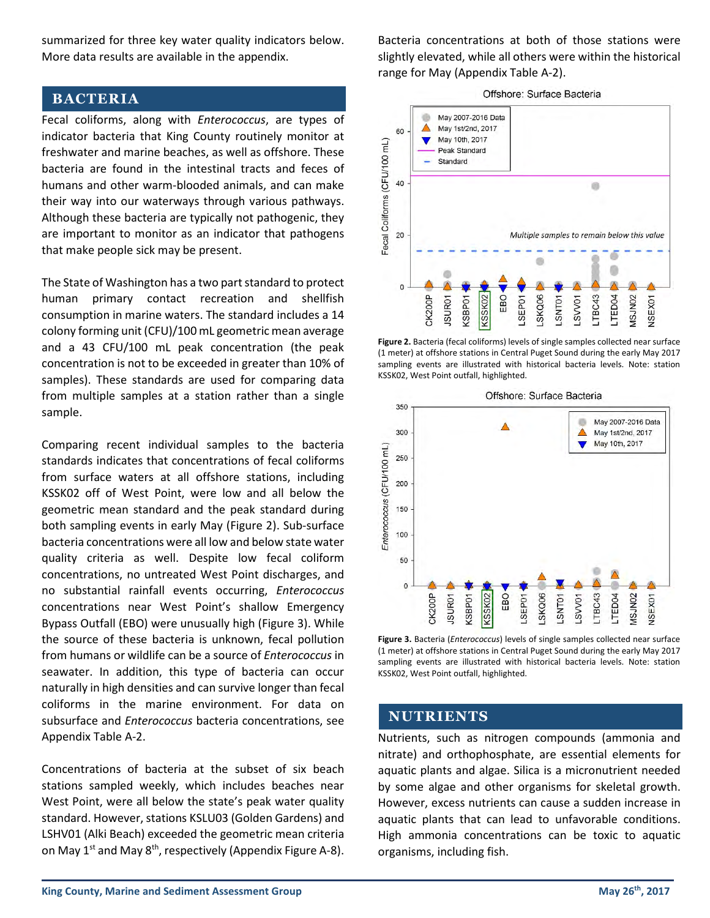summarized for three key water quality indicators below. More data results are available in the appendix.

## BACTERIA

Fecal coliforms, along with *Enterococcus*, are types of indicator bacteria that King County routinely monitor at freshwater and marine beaches, as well as offshore. These bacteria are found in the intestinal tracts and feces of humans and other warm-blooded animals, and can make their way into our waterways through various pathways. Although these bacteria are typically not pathogenic, they are important to monitor as an indicator that pathogens that make people sick may be present.

The State of Washington has a two part standard to protect human primary contact recreation and shellfish consumption in marine waters. The standard includes a 14 colony forming unit (CFU)/100 mL geometric mean average and a 43 CFU/100 mL peak concentration (the peak concentration is not to be exceeded in greater than 10% of samples). These standards are used for comparing data from multiple samples at a station rather than a single sample.

Comparing recent individual samples to the bacteria standards indicates that concentrations of fecal coliforms from surface waters at all offshore stations, including KSSK02 off of West Point, were low and all below the geometric mean standard and the peak standard during both sampling events in early May (Figure 2). Sub-surface bacteria concentrations were all low and below state water quality criteria as well. Despite low fecal coliform concentrations, no untreated West Point discharges, and no substantial rainfall events occurring, *Enterococcus* concentrations near West Point's shallow Emergency Bypass Outfall (EBO) were unusually high (Figure 3). While the source of these bacteria is unknown, fecal pollution from humans or wildlife can be a source of *Enterococcus* in seawater. In addition, this type of bacteria can occur naturally in high densities and can survive longer than fecal coliforms in the marine environment. For data on subsurface and *Enterococcus* bacteria concentrations, see Appendix Table A-2.

Concentrations of bacteria at the subset of six beach stations sampled weekly, which includes beaches near West Point, were all below the state's peak water quality standard. However, stations KSLU03 (Golden Gardens) and LSHV01 (Alki Beach) exceeded the geometric mean criteria on May 1st and May 8th, respectively (Appendix Figure A-8). Bacteria concentrations at both of those stations were slightly elevated, while all others were within the historical range for May (Appendix Table A-2).

**Figure 2.** Bacteria (fecal coliforms) levels of single samples collected near surface (1 meter) at offshore stations in Central Puget Sound during the early May 2017 sampling events are illustrated with historical bacteria levels. Note: station KSSK02, West Point outfall, highlighted.

**Figure 3.** Bacteria (*Enterococcus*) levels of single samples collected near surface (1 meter) at offshore stations in Central Puget Sound during the early May 2017 sampling events are illustrated with historical bacteria levels. Note: station KSSK02, West Point outfall, highlighted.

## NUTRIENTS

Nutrients, such as nitrogen compounds (ammonia and nitrate) and orthophosphate, are essential elements for aquatic plants and algae. Silica is a micronutrient needed by some algae and other organisms for skeletal growth. However, excess nutrients can cause a sudden increase in aquatic plants that can lead to unfavorable conditions. High ammonia concentrations can be toxic to aquatic organisms, including fish.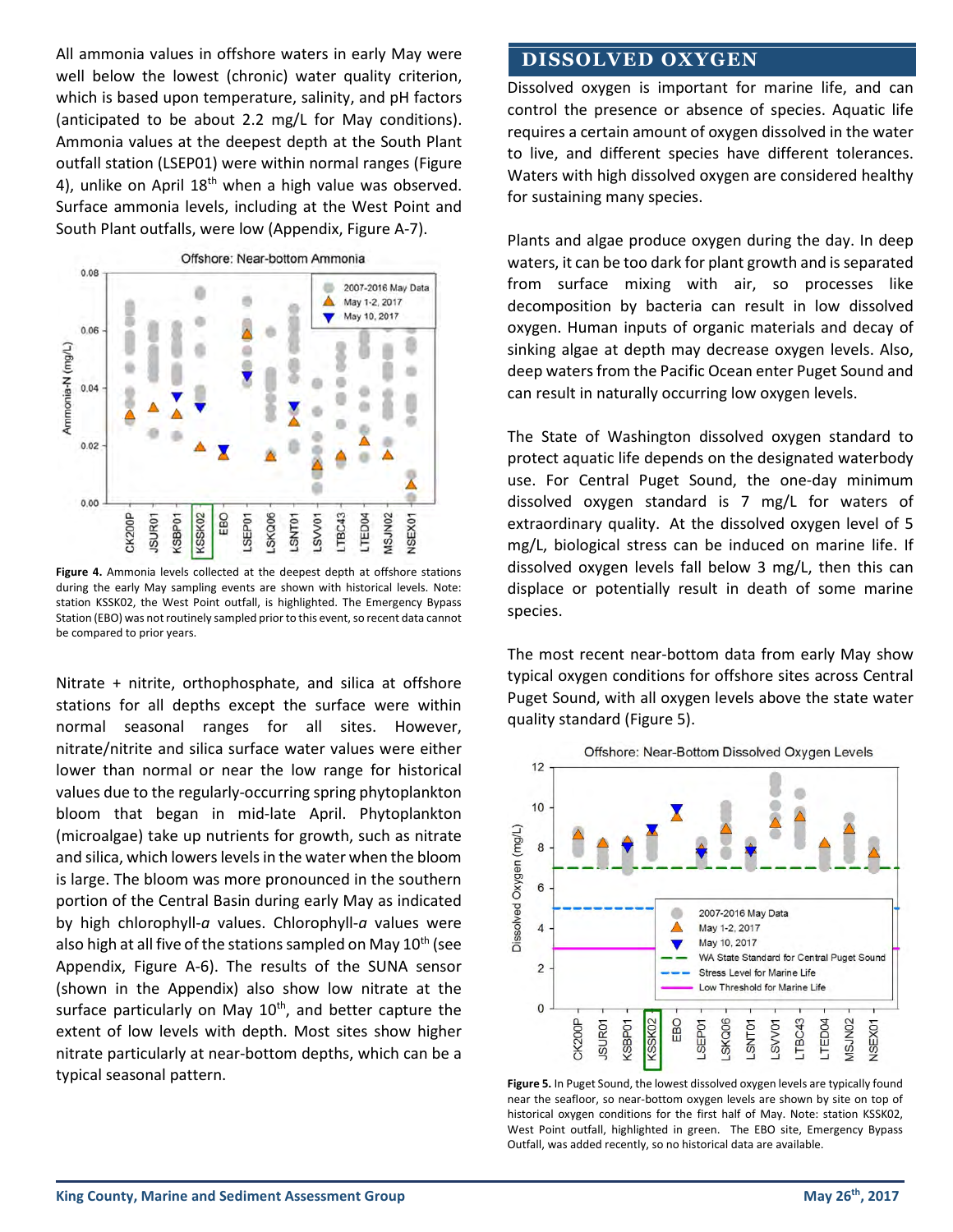All ammonia values in offshore waters in early May were well below the lowest (chronic) water quality criterion, which is based upon temperature, salinity, and pH factors (anticipated to be about 2.2 mg/L for May conditions). Ammonia values at the deepest depth at the South Plant outfall station (LSEP01) were within normal ranges (Figure 4), unlike on April 18th when a high value was observed. Surface ammonia levels, including at the West Point and South Plant outfalls, were low (Appendix, Figure A-7).

**Figure 4.** Ammonia levels collected at the deepest depth at offshore stations during the early May sampling events are shown with historical levels. Note: station KSSK02, the West Point outfall, is highlighted. The Emergency Bypass Station (EBO) was not routinely sampled prior to this event, so recent data cannot be compared to prior years.

Nitrate + nitrite, orthophosphate, and silica at offshore stations for all depths except the surface were within normal seasonal ranges for all sites. However, nitrate/nitrite and silica surface water values were either lower than normal or near the low range for historical values due to the regularly-occurring spring phytoplankton bloom that began in mid-late April. Phytoplankton (microalgae) take up nutrients for growth, such as nitrate and silica, which lowers levels in the water when the bloom is large. The bloom was more pronounced in the southern portion of the Central Basin during early May as indicated by high chlorophyll-*a* values. Chlorophyll-*a* values were also high at all five of the stations sampled on May 10th (see Appendix, Figure A-6). The results of the SUNA sensor (shown in the Appendix) also show low nitrate at the surface particularly on May 10th, and better capture the extent of low levels with depth. Most sites show higher nitrate particularly at near-bottom depths, which can be a typical seasonal pattern.

## DISSOLVED OXYGEN

Dissolved oxygen is important for marine life, and can control the presence or absence of species. Aquatic life requires a certain amount of oxygen dissolved in the water to live, and different species have different tolerances. Waters with high dissolved oxygen are considered healthy for sustaining many species.

Plants and algae produce oxygen during the day. In deep waters, it can be too dark for plant growth and is separated from surface mixing with air, so processes like decomposition by bacteria can result in low dissolved oxygen. Human inputs of organic materials and decay of sinking algae at depth may decrease oxygen levels. Also, deep waters from the Pacific Ocean enter Puget Sound and can result in naturally occurring low oxygen levels.

The State of Washington dissolved oxygen standard to protect aquatic life depends on the designated waterbody use. For Central Puget Sound, the one-day minimum dissolved oxygen standard is 7 mg/L for waters of extraordinary quality. At the dissolved oxygen level of 5 mg/L, biological stress can be induced on marine life. If dissolved oxygen levels fall below 3 mg/L, then this can displace or potentially result in death of some marine species.

The most recent near-bottom data from early May show typical oxygen conditions for offshore sites across Central Puget Sound, with all oxygen levels above the state water quality standard (Figure 5).

**Figure 5.** In Puget Sound, the lowest dissolved oxygen levels are typically found near the seafloor, so near-bottom oxygen levels are shown by site on top of historical oxygen conditions for the first half of May. Note: station KSSK02, West Point outfall, highlighted in green. The EBO site, Emergency Bypass Outfall, was added recently, so no historical data are available.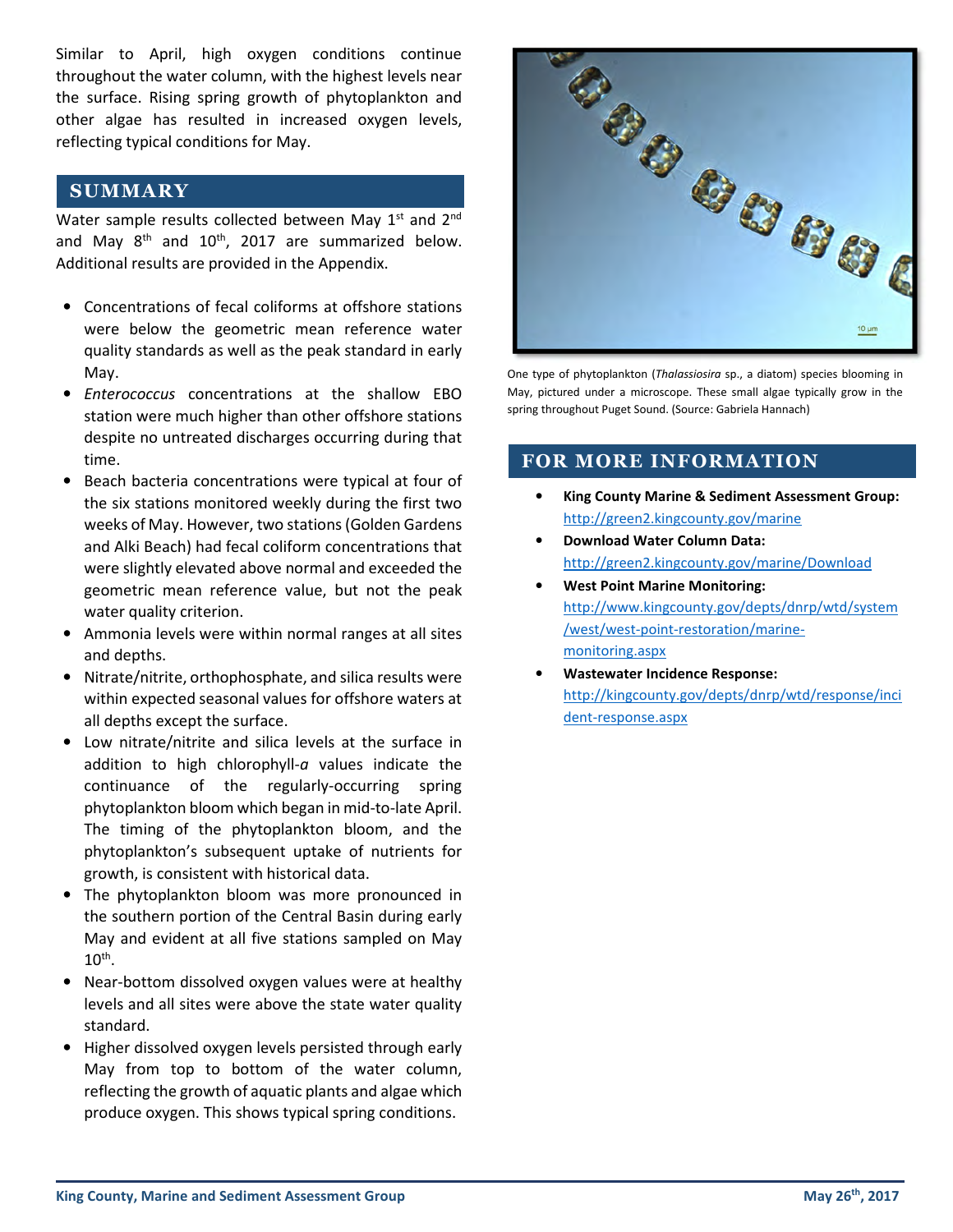Similar to April, high oxygen conditions continue throughout the water column, with the highest levels near the surface. Rising spring growth of phytoplankton and other algae has resulted in increased oxygen levels, reflecting typical conditions for May.

## SUMMARY

Water sample results collected between May 1st and 2nd and May 8th and 10th, 2017 are summarized below. Additional results are provided in the Appendix.

- Concentrations of fecal coliforms at offshore stations were below the geometric mean reference water quality standards as well as the peak standard in early May.
- *Enterococcus* concentrations at the shallow EBO station were much higher than other offshore stations despite no untreated discharges occurring during that time.
- Beach bacteria concentrations were typical at four of the six stations monitored weekly during the first two weeks of May. However, two stations (Golden Gardens and Alki Beach) had fecal coliform concentrations that were slightly elevated above normal and exceeded the geometric mean reference value, but not the peak water quality criterion.
- Ammonia levels were within normal ranges at all sites and depths.
- Nitrate/nitrite, orthophosphate, and silica results were within expected seasonal values for offshore waters at all depths except the surface.
- Low nitrate/nitrite and silica levels at the surface in addition to high chlorophyll-*a* values indicate the continuance of the regularly-occurring spring phytoplankton bloom which began in mid-to-late April. The timing of the phytoplankton bloom, and the phytoplankton's subsequent uptake of nutrients for growth, is consistent with historical data.
- The phytoplankton bloom was more pronounced in the southern portion of the Central Basin during early May and evident at all five stations sampled on May 10th.
- Near-bottom dissolved oxygen values were at healthy levels and all sites were above the state water quality standard.
- Higher dissolved oxygen levels persisted through early May from top to bottom of the water column, reflecting the growth of aquatic plants and algae which produce oxygen. This shows typical spring conditions.

One type of phytoplankton (*Thalassiosira* sp., a diatom) species blooming in May, pictured under a microscope. These small algae typically grow in the spring throughout Puget Sound. (Source: Gabriela Hannach)

## FOR MORE INFORMATION

- **King County Marine & Sediment Assessment Group:** http://green2.kingcounty.gov/marine
- **Download Water Column Data:** http://green2.kingcounty.gov/marine/Download
- **West Point Marine Monitoring:** http://www.kingcounty.gov/depts/dnrp/wtd/system/west/west-point-restoration/marine-monitoring.aspx
- **Wastewater Incidence Response:** http://kingcounty.gov/depts/dnrp/wtd/response/incident-response.aspx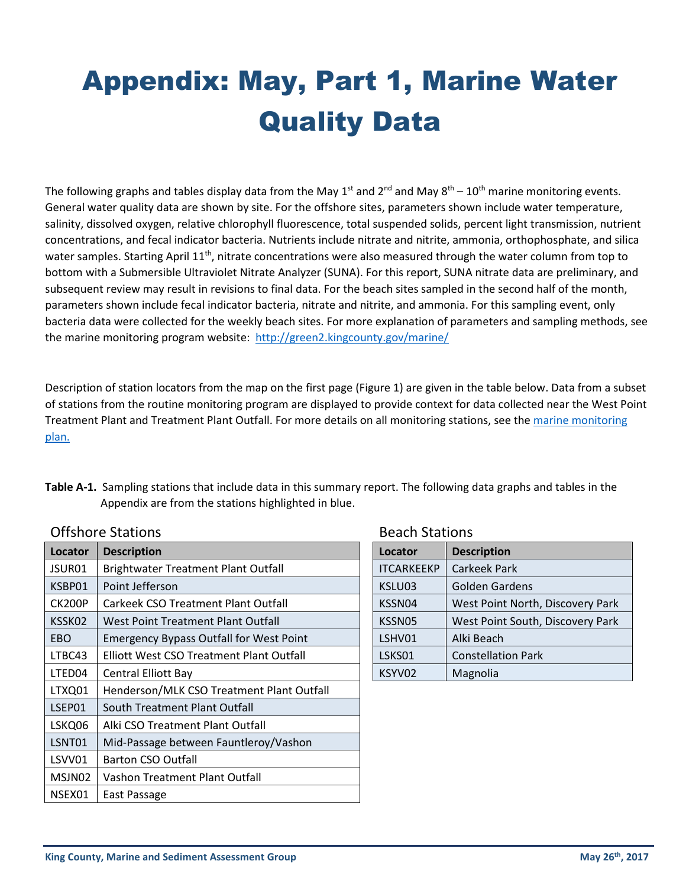# Appendix: May, Part 1, Marine Water Quality Data

The following graphs and tables display data from the May 1st and 2nd and May 8th – 10th marine monitoring events. General water quality data are shown by site. For the offshore sites, parameters shown include water temperature, salinity, dissolved oxygen, relative chlorophyll fluorescence, total suspended solids, percent light transmission, nutrient concentrations, and fecal indicator bacteria. Nutrients include nitrate and nitrite, ammonia, orthophosphate, and silica water samples. Starting April 11th, nitrate concentrations were also measured through the water column from top to bottom with a Submersible Ultraviolet Nitrate Analyzer (SUNA). For this report, SUNA nitrate data are preliminary, and subsequent review may result in revisions to final data. For the beach sites sampled in the second half of the month, parameters shown include fecal indicator bacteria, nitrate and nitrite, and ammonia. For this sampling event, only bacteria data were collected for the weekly beach sites. For more explanation of parameters and sampling methods, see the marine monitoring program website: [http://green2.kingcounty.gov/marine/](http://green2.kingcounty.gov/marine/)

Description of station locators from the map on the first page (Figure 1) are given in the table below. Data from a subset of stations from the routine monitoring program are displayed to provide context for data collected near the West Point Treatment Plant and Treatment Plant Outfall. For more details on all monitoring stations, see the marine monitoring plan.

**Table A-1.** Sampling stations that include data in this summary report. The following data graphs and tables in the Appendix are from the stations highlighted in blue.

Offshore Stations

| Locator | Description |
|---|---|
| JSUR01 | Brightwater Treatment Plant Outfall |
| KSBP01 | Point Jefferson |
| CK200P | Carkeek CSO Treatment Plant Outfall |
| KSSK02 | West Point Treatment Plant Outfall |
| EBO | Emergency Bypass Outfall for West Point |
| LTBC43 | Elliott West CSO Treatment Plant Outfall |
| LTED04 | Central Elliott Bay |
| LTXQ01 | Henderson/MLK CSO Treatment Plant Outfall |
| LSEP01 | South Treatment Plant Outfall |
| LSKQ06 | Alki CSO Treatment Plant Outfall |
| LSNT01 | Mid-Passage between Fauntleroy/Vashon |
| LSVV01 | Barton CSO Outfall |
| MSJN02 | Vashon Treatment Plant Outfall |
| NSEX01 | East Passage |

Beach Stations

| Locator | Description |
|---|---|
| ITCARKEEKP | Carkeek Park |
| KSLU03 | Golden Gardens |
| KSSN04 | West Point North, Discovery Park |
| KSSN05 | West Point South, Discovery Park |
| LSHV01 | Alki Beach |
| LSKS01 | Constellation Park |
| KSYV02 | Magnolia |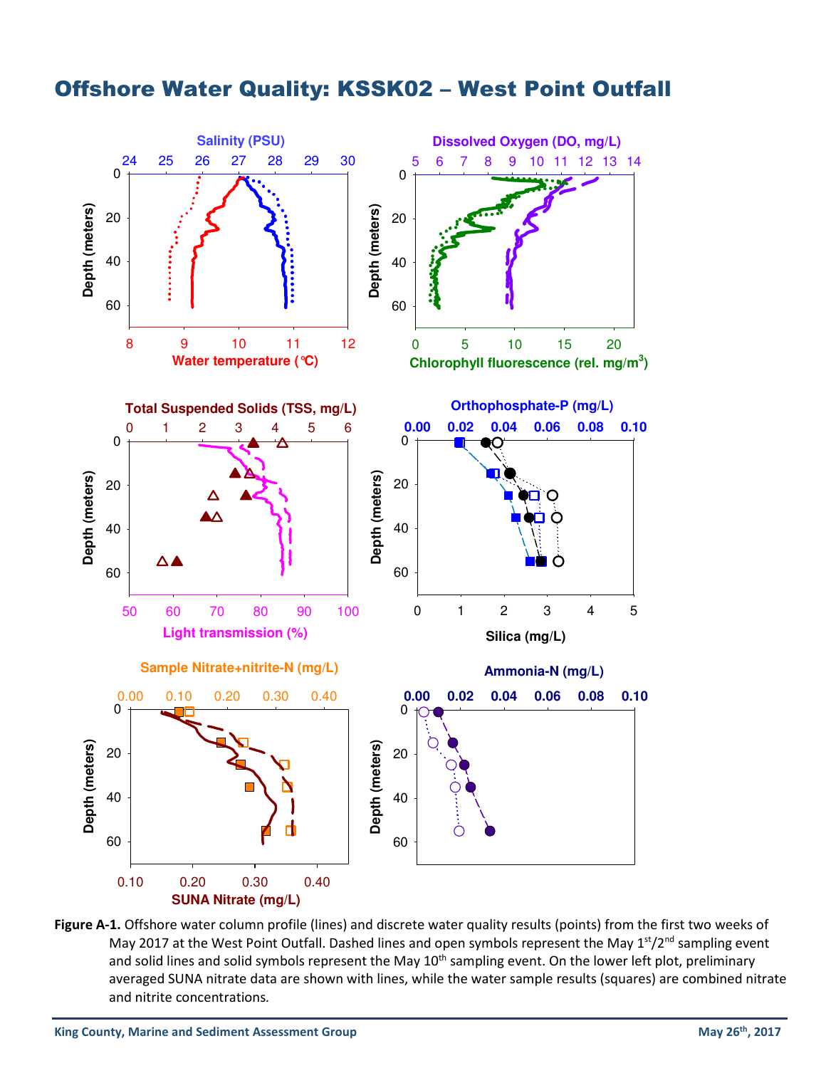# Offshore Water Quality: KSSK02 – West Point Outfall

**Figure A-1.** Offshore water column profile (lines) and discrete water quality results (points) from the first two weeks of May 2017 at the West Point Outfall. Dashed lines and open symbols represent the May 1st/2nd sampling event and solid lines and solid symbols represent the May 10th sampling event. On the lower left plot, preliminary averaged SUNA nitrate data are shown with lines, while the water sample results (squares) are combined nitrate and nitrite concentrations.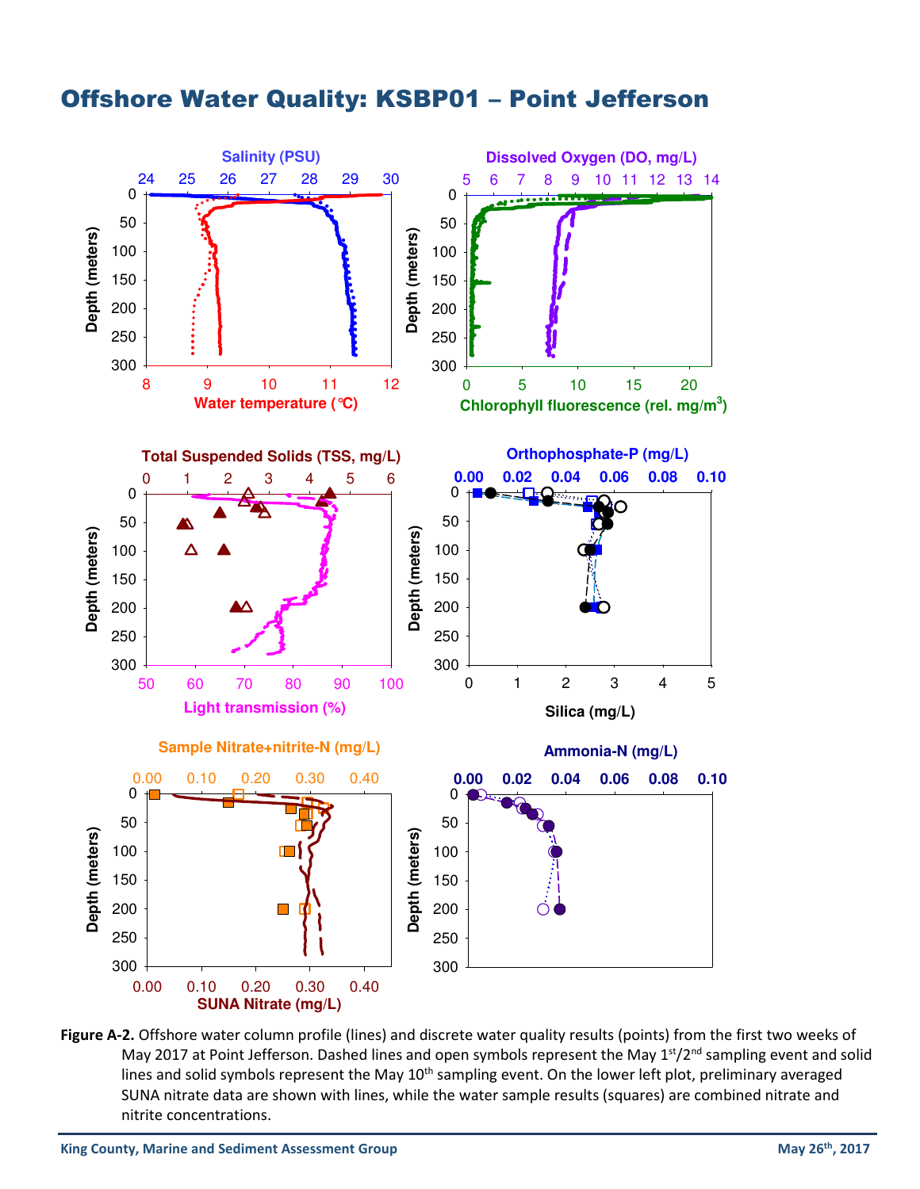# Offshore Water Quality: KSBP01 – Point Jefferson

**Figure A-2.** Offshore water column profile (lines) and discrete water quality results (points) from the first two weeks of May 2017 at Point Jefferson. Dashed lines and open symbols represent the May 1st/2nd sampling event and solid lines and solid symbols represent the May 10th sampling event. On the lower left plot, preliminary averaged SUNA nitrate data are shown with lines, while the water sample results (squares) are combined nitrate and nitrite concentrations.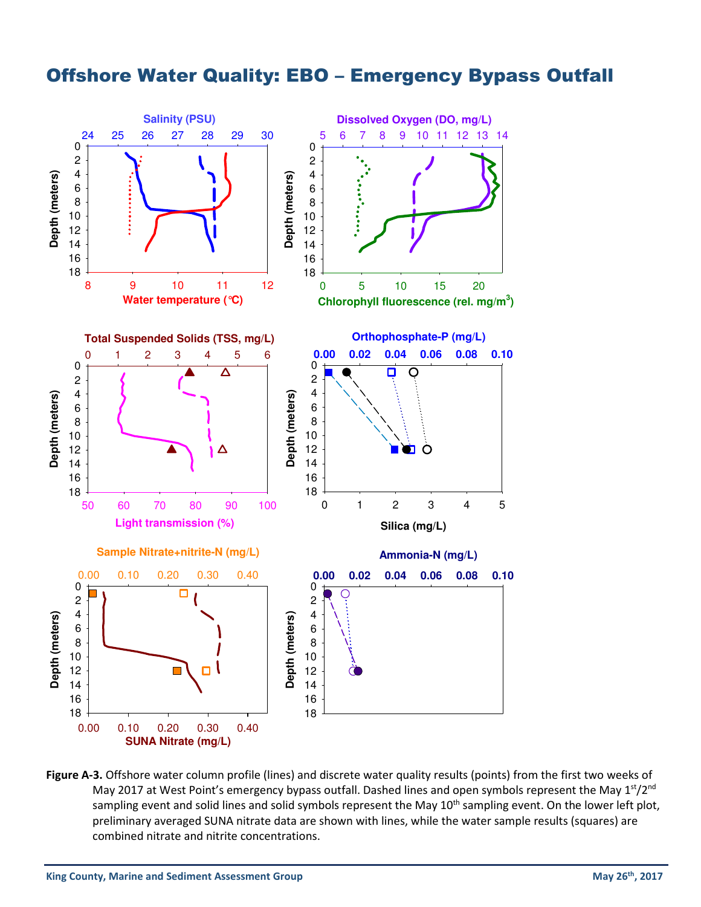# Offshore Water Quality: EBO – Emergency Bypass Outfall

**Figure A-3.** Offshore water column profile (lines) and discrete water quality results (points) from the first two weeks of May 2017 at West Point's emergency bypass outfall. Dashed lines and open symbols represent the May 1st/2nd sampling event and solid lines and solid symbols represent the May 10th sampling event. On the lower left plot, preliminary averaged SUNA nitrate data are shown with lines, while the water sample results (squares) are combined nitrate and nitrite concentrations.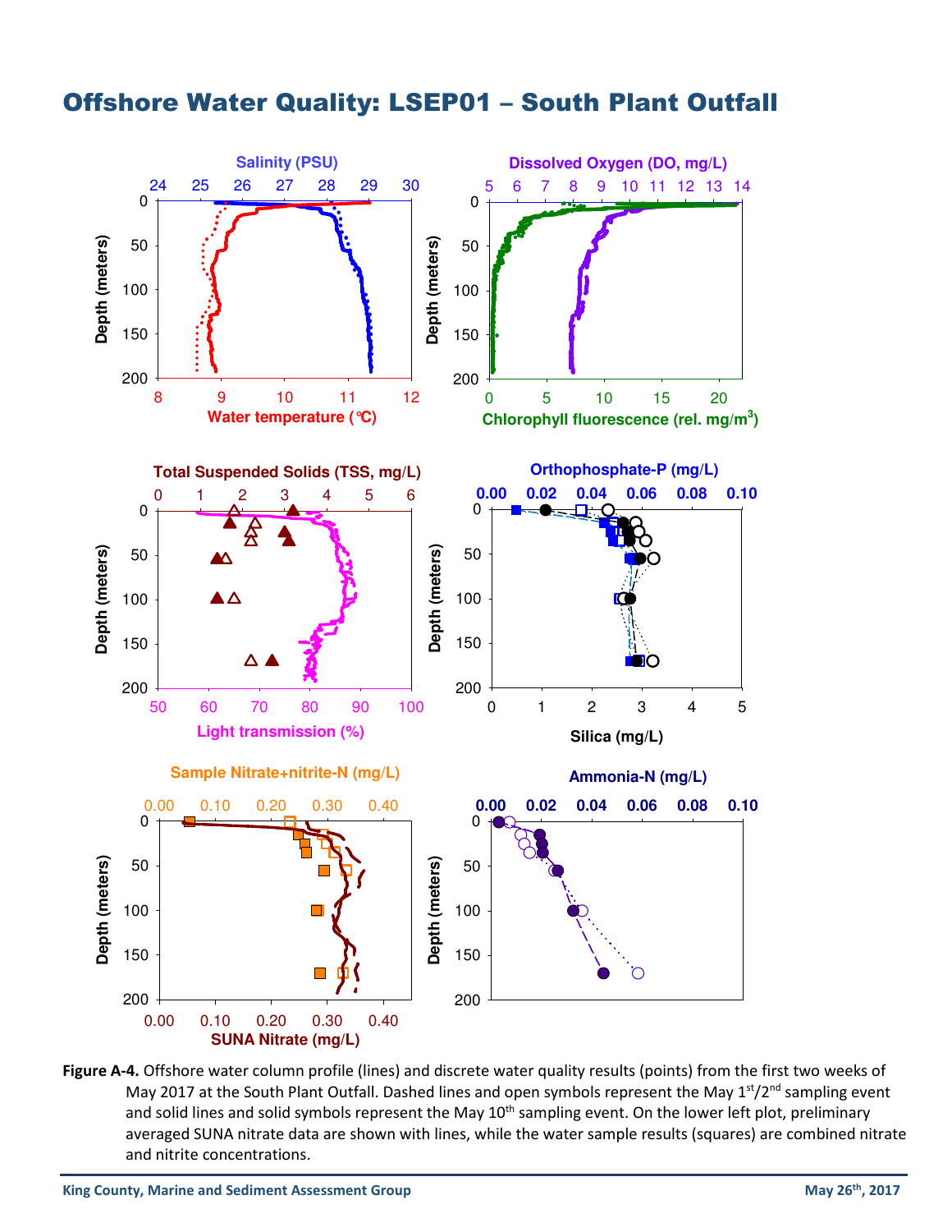# Offshore Water Quality: LSEP01 – South Plant Outfall

**Figure A-4.** Offshore water column profile (lines) and discrete water quality results (points) from the first two weeks of May 2017 at the South Plant Outfall. Dashed lines and open symbols represent the May 1st/2nd sampling event and solid lines and solid symbols represent the May 10th sampling event. On the lower left plot, preliminary averaged SUNA nitrate data are shown with lines, while the water sample results (squares) are combined nitrate and nitrite concentrations.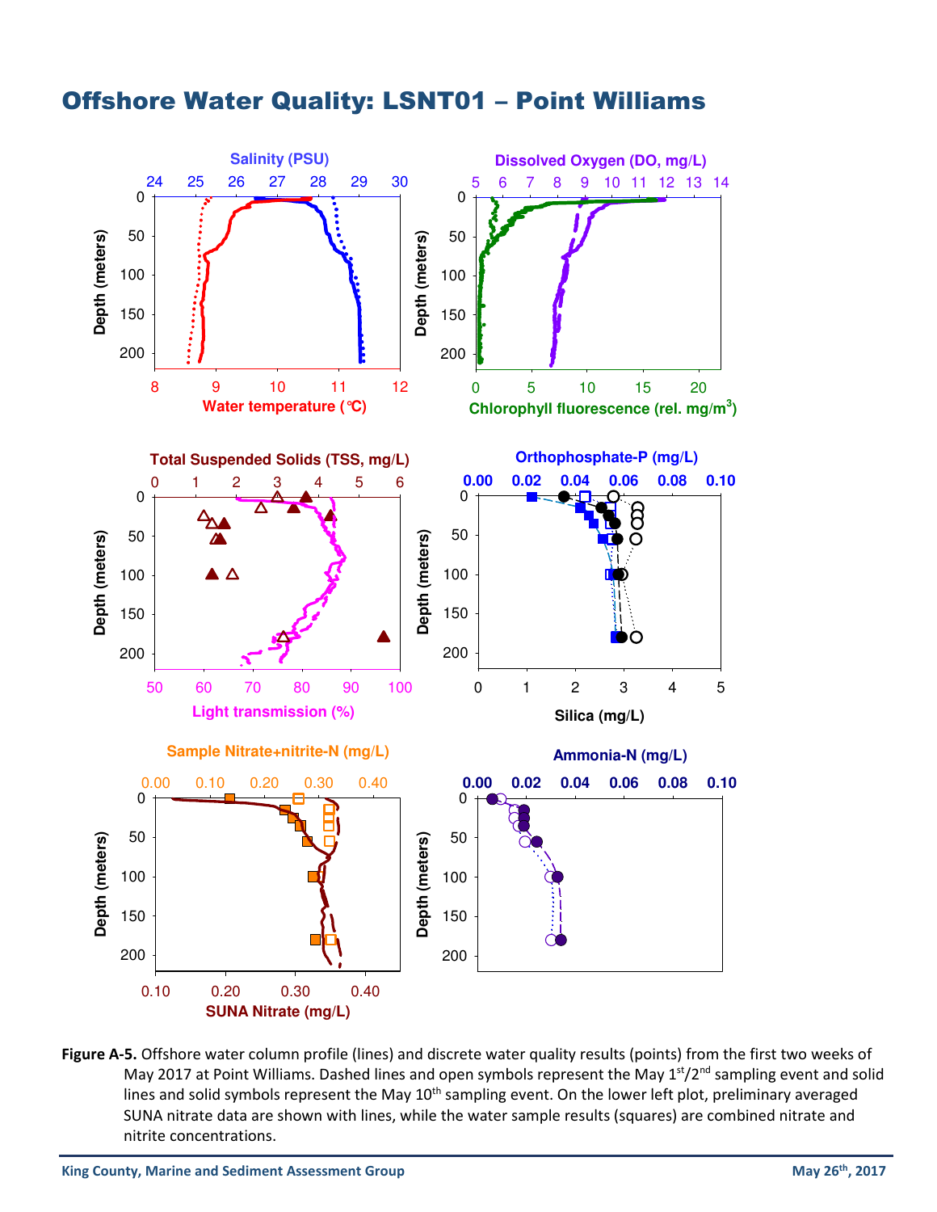# Offshore Water Quality: LSNT01 – Point Williams

**Figure A-5.** Offshore water column profile (lines) and discrete water quality results (points) from the first two weeks of May 2017 at Point Williams. Dashed lines and open symbols represent the May 1st/2nd sampling event and solid lines and solid symbols represent the May 10th sampling event. On the lower left plot, preliminary averaged SUNA nitrate data are shown with lines, while the water sample results (squares) are combined nitrate and nitrite concentrations.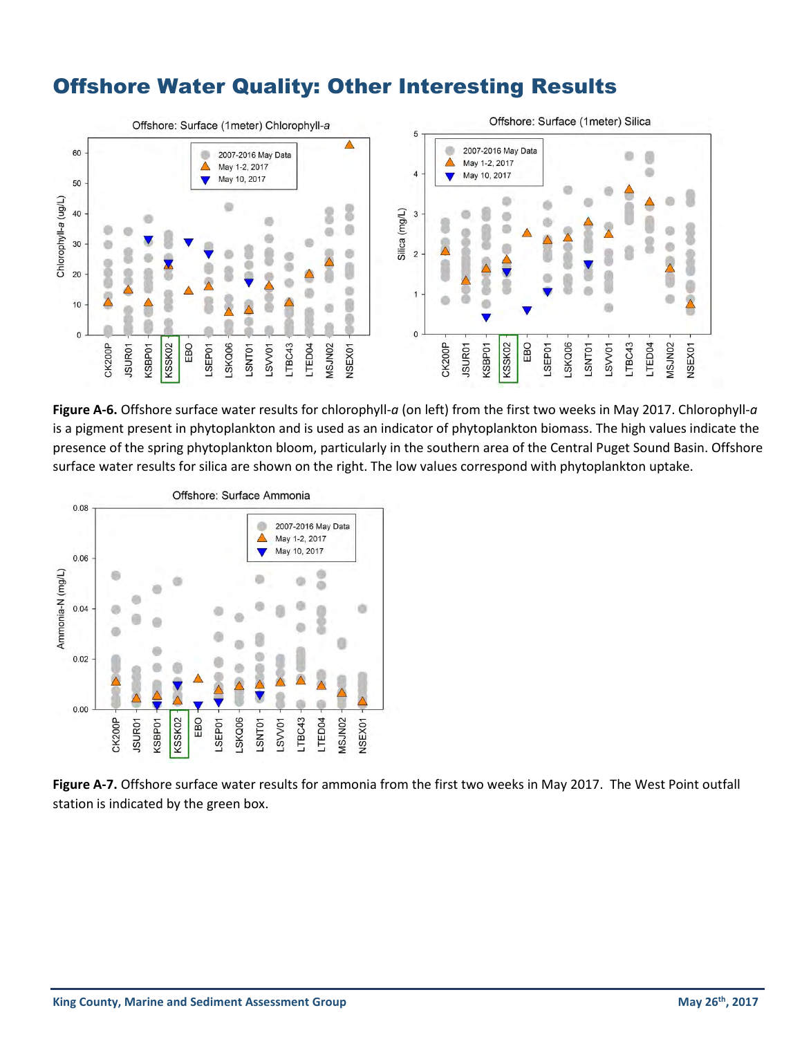# Offshore Water Quality: Other Interesting Results

**Figure A-6.** Offshore surface water results for chlorophyll-*a* (on left) from the first two weeks in May 2017. Chlorophyll-*a* is a pigment present in phytoplankton and is used as an indicator of phytoplankton biomass. The high values indicate the presence of the spring phytoplankton bloom, particularly in the southern area of the Central Puget Sound Basin. Offshore surface water results for silica are shown on the right. The low values correspond with phytoplankton uptake.

**Figure A-7.** Offshore surface water results for ammonia from the first two weeks in May 2017. The West Point outfall station is indicated by the green box.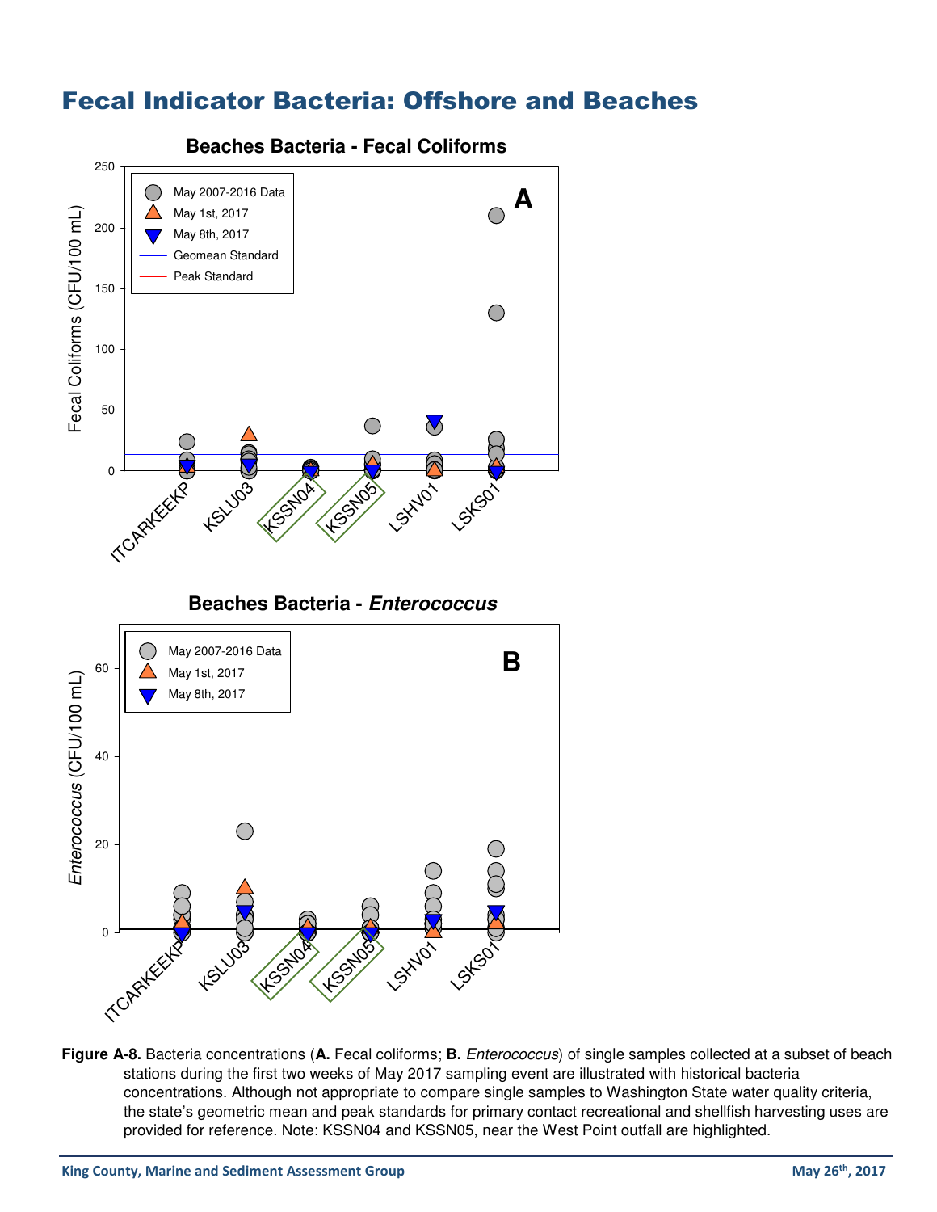# Fecal Indicator Bacteria: Offshore and Beaches

**Figure A-8.** Bacteria concentrations (**A.** Fecal coliforms; **B.** *Enterococcus*) of single samples collected at a subset of beach stations during the first two weeks of May 2017 sampling event are illustrated with historical bacteria concentrations. Although not appropriate to compare single samples to Washington State water quality criteria, the state's geometric mean and peak standards for primary contact recreational and shellfish harvesting uses are provided for reference. Note: KSSN04 and KSSN05, near the West Point outfall are highlighted.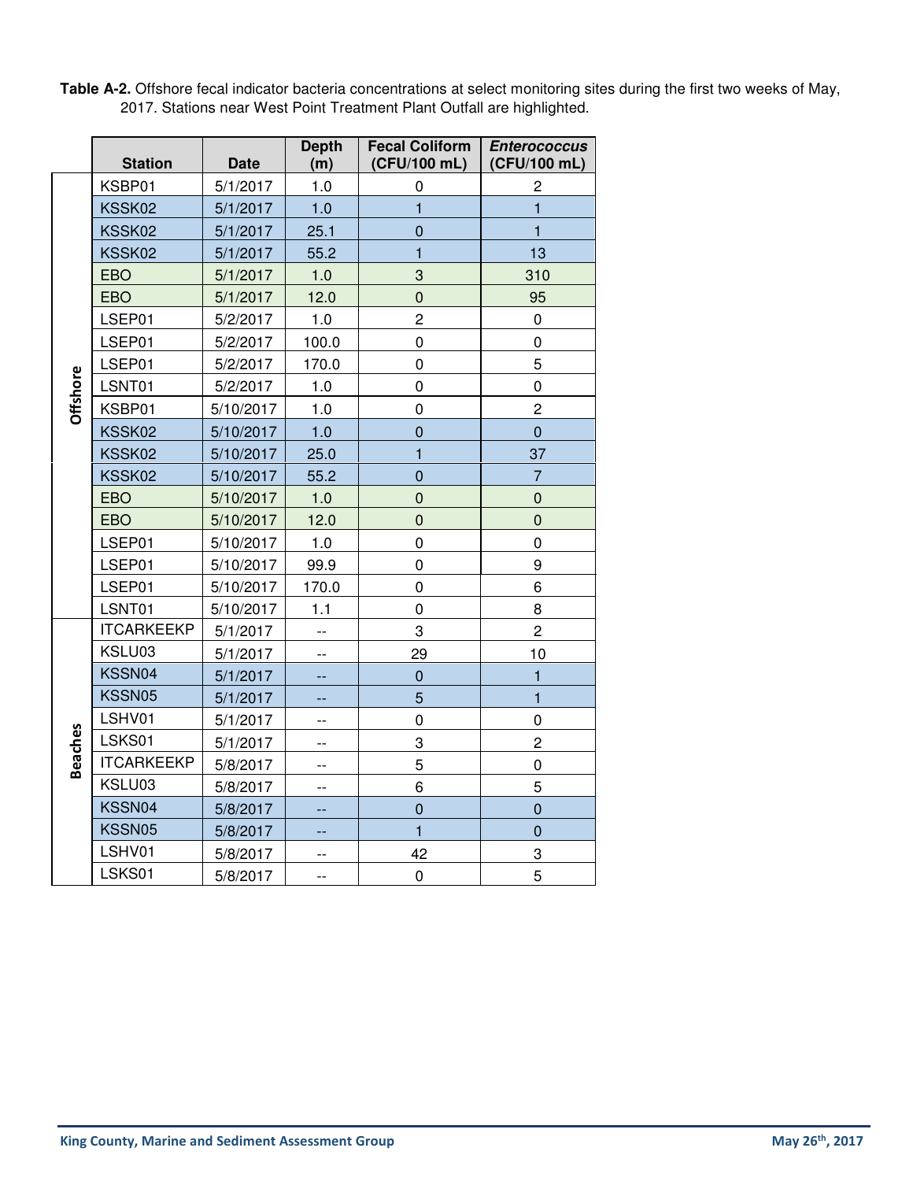**Table A-2.** Offshore fecal indicator bacteria concentrations at select monitoring sites during the first two weeks of May, 2017. Stations near West Point Treatment Plant Outfall are highlighted.

| | Station | Date | Depth (m) | Fecal Coliform (CFU/100 mL) | *Enterococcus* (CFU/100 mL) |
|---|---|---|---|---|---|
| Offshore | KSBP01 | 5/1/2017 | 1.0 | 0 | 2 |
| | KSSK02 | 5/1/2017 | 1.0 | 1 | 1 |
| | KSSK02 | 5/1/2017 | 25.1 | 0 | 1 |
| | KSSK02 | 5/1/2017 | 55.2 | 1 | 13 |
| | EBO | 5/1/2017 | 1.0 | 3 | 310 |
| | EBO | 5/1/2017 | 12.0 | 0 | 95 |
| | LSEP01 | 5/2/2017 | 1.0 | 2 | 0 |
| | LSEP01 | 5/2/2017 | 100.0 | 0 | 0 |
| | LSEP01 | 5/2/2017 | 170.0 | 0 | 5 |
| | LSNT01 | 5/2/2017 | 1.0 | 0 | 0 |
| | KSBP01 | 5/10/2017 | 1.0 | 0 | 2 |
| | KSSK02 | 5/10/2017 | 1.0 | 0 | 0 |
| | KSSK02 | 5/10/2017 | 25.0 | 1 | 37 |
| | KSSK02 | 5/10/2017 | 55.2 | 0 | 7 |
| | EBO | 5/10/2017 | 1.0 | 0 | 0 |
| | EBO | 5/10/2017 | 12.0 | 0 | 0 |
| | LSEP01 | 5/10/2017 | 1.0 | 0 | 0 |
| | LSEP01 | 5/10/2017 | 99.9 | 0 | 9 |
| | LSEP01 | 5/10/2017 | 170.0 | 0 | 6 |
| | LSNT01 | 5/10/2017 | 1.1 | 0 | 8 |
| Beaches | ITCARKEEKP | 5/1/2017 | -- | 3 | 2 |
| | KSLU03 | 5/1/2017 | -- | 29 | 10 |
| | KSSN04 | 5/1/2017 | -- | 0 | 1 |
| | KSSN05 | 5/1/2017 | -- | 5 | 1 |
| | LSHV01 | 5/1/2017 | -- | 0 | 0 |
| | LSKS01 | 5/1/2017 | -- | 3 | 2 |
| | ITCARKEEKP | 5/8/2017 | -- | 5 | 0 |
| | KSLU03 | 5/8/2017 | -- | 6 | 5 |
| | KSSN04 | 5/8/2017 | -- | 0 | 0 |
| | KSSN05 | 5/8/2017 | -- | 1 | 0 |
| | LSHV01 | 5/8/2017 | -- | 42 | 3 |
| | LSKS01 | 5/8/2017 | -- | 0 | 5 |